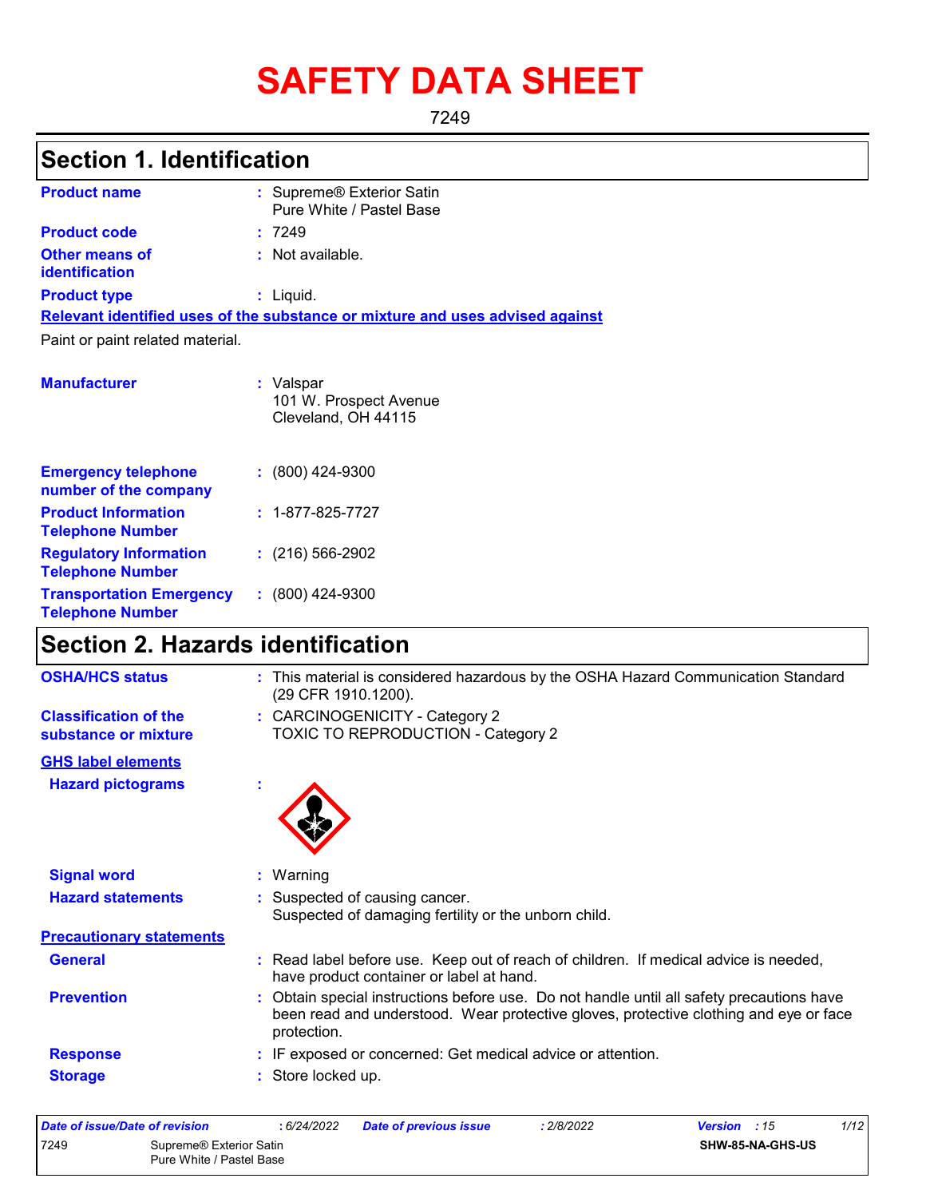# SAFETY DATA SHEET

7249

## Section 1. Identification

| | | |
|---|---|---|
| **Product name** | : | Supreme® Exterior Satin<br>Pure White / Pastel Base |
| **Product code** | : | 7249 |
| **Other means of identification** | : | Not available. |
| **Product type** | : | Liquid. |

**Relevant identified uses of the substance or mixture and uses advised against**

Paint or paint related material.

| | | |
|---|---|---|
| **Manufacturer** | : | Valspar<br>101 W. Prospect Avenue<br>Cleveland, OH 44115 |
| **Emergency telephone number of the company** | : | (800) 424-9300 |
| **Product Information Telephone Number** | : | 1-877-825-7727 |
| **Regulatory Information Telephone Number** | : | (216) 566-2902 |
| **Transportation Emergency Telephone Number** | : | (800) 424-9300 |

## Section 2. Hazards identification

| | | |
|---|---|---|
| **OSHA/HCS status** | : | This material is considered hazardous by the OSHA Hazard Communication Standard (29 CFR 1910.1200). |
| **Classification of the substance or mixture** | : | CARCINOGENICITY - Category 2<br>TOXIC TO REPRODUCTION - Category 2 |

**GHS label elements**

| | | |
|---|---|---|
| **Hazard pictograms** | : | |
| **Signal word** | : | Warning |
| **Hazard statements** | : | Suspected of causing cancer.<br>Suspected of damaging fertility or the unborn child. |

**Precautionary statements**

| | | |
|---|---|---|
| **General** | : | Read label before use. Keep out of reach of children. If medical advice is needed, have product container or label at hand. |
| **Prevention** | : | Obtain special instructions before use. Do not handle until all safety precautions have been read and understood. Wear protective gloves, protective clothing and eye or face protection. |
| **Response** | : | IF exposed or concerned: Get medical advice or attention. |
| **Storage** | : | Store locked up. |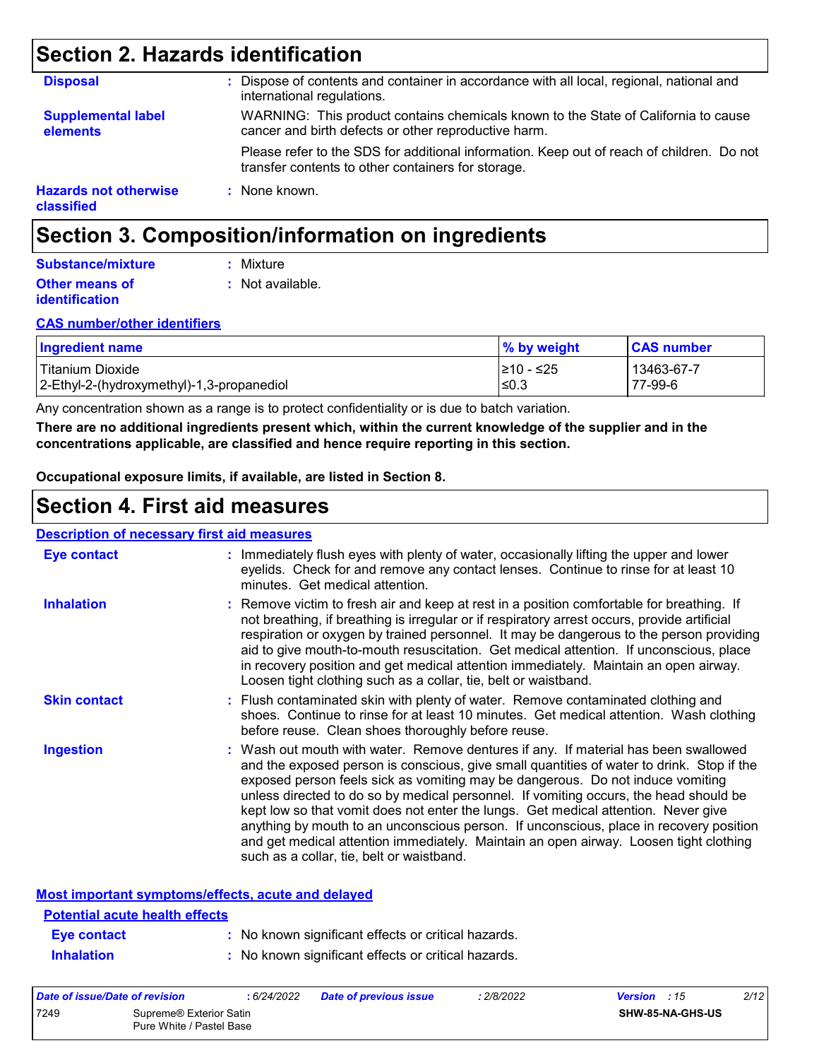## Section 2. Hazards identification

**Disposal** : Dispose of contents and container in accordance with all local, regional, national and international regulations.

**Supplemental label elements** WARNING: This product contains chemicals known to the State of California to cause cancer and birth defects or other reproductive harm.

Please refer to the SDS for additional information. Keep out of reach of children. Do not transfer contents to other containers for storage.

**Hazards not otherwise classified** : None known.

## Section 3. Composition/information on ingredients

**Substance/mixture** : Mixture

**Other means of identification** : Not available.

**CAS number/other identifiers**

| Ingredient name | % by weight | CAS number |
| --- | --- | --- |
| Titanium Dioxide | ≥10 - ≤25 | 13463-67-7 |
| 2-Ethyl-2-(hydroxymethyl)-1,3-propanediol | ≤0.3 | 77-99-6 |

Any concentration shown as a range is to protect confidentiality or is due to batch variation.

**There are no additional ingredients present which, within the current knowledge of the supplier and in the concentrations applicable, are classified and hence require reporting in this section.**

**Occupational exposure limits, if available, are listed in Section 8.**

## Section 4. First aid measures

**Description of necessary first aid measures**

**Eye contact** : Immediately flush eyes with plenty of water, occasionally lifting the upper and lower eyelids. Check for and remove any contact lenses. Continue to rinse for at least 10 minutes. Get medical attention.

**Inhalation** : Remove victim to fresh air and keep at rest in a position comfortable for breathing. If not breathing, if breathing is irregular or if respiratory arrest occurs, provide artificial respiration or oxygen by trained personnel. It may be dangerous to the person providing aid to give mouth-to-mouth resuscitation. Get medical attention. If unconscious, place in recovery position and get medical attention immediately. Maintain an open airway. Loosen tight clothing such as a collar, tie, belt or waistband.

**Skin contact** : Flush contaminated skin with plenty of water. Remove contaminated clothing and shoes. Continue to rinse for at least 10 minutes. Get medical attention. Wash clothing before reuse. Clean shoes thoroughly before reuse.

**Ingestion** : Wash out mouth with water. Remove dentures if any. If material has been swallowed and the exposed person is conscious, give small quantities of water to drink. Stop if the exposed person feels sick as vomiting may be dangerous. Do not induce vomiting unless directed to do so by medical personnel. If vomiting occurs, the head should be kept low so that vomit does not enter the lungs. Get medical attention. Never give anything by mouth to an unconscious person. If unconscious, place in recovery position and get medical attention immediately. Maintain an open airway. Loosen tight clothing such as a collar, tie, belt or waistband.

**Most important symptoms/effects, acute and delayed**

**Potential acute health effects**

**Eye contact** : No known significant effects or critical hazards.

**Inhalation** : No known significant effects or critical hazards.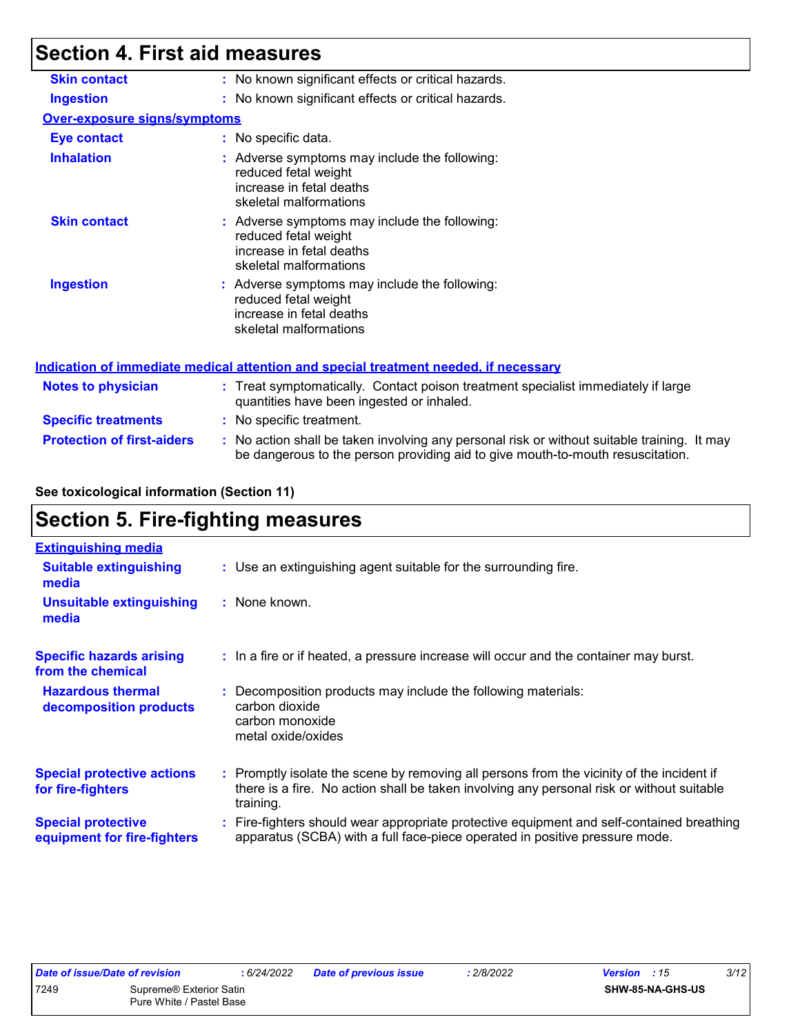# Section 4. First aid measures

**Skin contact** : No known significant effects or critical hazards.

**Ingestion** : No known significant effects or critical hazards.

**Over-exposure signs/symptoms**

**Eye contact** : No specific data.

**Inhalation** : Adverse symptoms may include the following:
reduced fetal weight
increase in fetal deaths
skeletal malformations

**Skin contact** : Adverse symptoms may include the following:
reduced fetal weight
increase in fetal deaths
skeletal malformations

**Ingestion** : Adverse symptoms may include the following:
reduced fetal weight
increase in fetal deaths
skeletal malformations

**Indication of immediate medical attention and special treatment needed, if necessary**

**Notes to physician** : Treat symptomatically. Contact poison treatment specialist immediately if large quantities have been ingested or inhaled.

**Specific treatments** : No specific treatment.

**Protection of first-aiders** : No action shall be taken involving any personal risk or without suitable training. It may be dangerous to the person providing aid to give mouth-to-mouth resuscitation.

**See toxicological information (Section 11)**

# Section 5. Fire-fighting measures

**Extinguishing media**

**Suitable extinguishing media** : Use an extinguishing agent suitable for the surrounding fire.

**Unsuitable extinguishing media** : None known.

**Specific hazards arising from the chemical** : In a fire or if heated, a pressure increase will occur and the container may burst.

**Hazardous thermal decomposition products** : Decomposition products may include the following materials:
carbon dioxide
carbon monoxide
metal oxide/oxides

**Special protective actions for fire-fighters** : Promptly isolate the scene by removing all persons from the vicinity of the incident if there is a fire. No action shall be taken involving any personal risk or without suitable training.

**Special protective equipment for fire-fighters** : Fire-fighters should wear appropriate protective equipment and self-contained breathing apparatus (SCBA) with a full face-piece operated in positive pressure mode.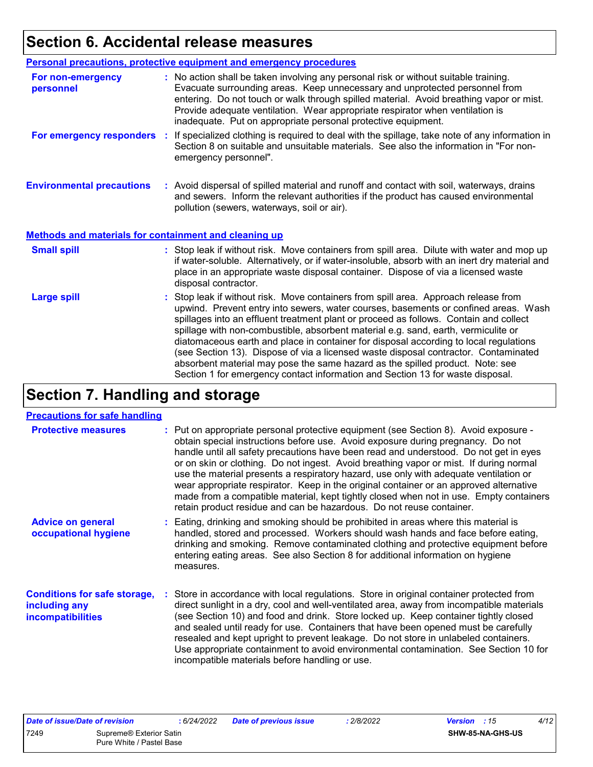# Section 6. Accidental release measures

## Personal precautions, protective equipment and emergency procedures

**For non-emergency personnel** : No action shall be taken involving any personal risk or without suitable training. Evacuate surrounding areas. Keep unnecessary and unprotected personnel from entering. Do not touch or walk through spilled material. Avoid breathing vapor or mist. Provide adequate ventilation. Wear appropriate respirator when ventilation is inadequate. Put on appropriate personal protective equipment.

**For emergency responders** : If specialized clothing is required to deal with the spillage, take note of any information in Section 8 on suitable and unsuitable materials. See also the information in "For non-emergency personnel".

**Environmental precautions** : Avoid dispersal of spilled material and runoff and contact with soil, waterways, drains and sewers. Inform the relevant authorities if the product has caused environmental pollution (sewers, waterways, soil or air).

## Methods and materials for containment and cleaning up

**Small spill** : Stop leak if without risk. Move containers from spill area. Dilute with water and mop up if water-soluble. Alternatively, or if water-insoluble, absorb with an inert dry material and place in an appropriate waste disposal container. Dispose of via a licensed waste disposal contractor.

**Large spill** : Stop leak if without risk. Move containers from spill area. Approach release from upwind. Prevent entry into sewers, water courses, basements or confined areas. Wash spillages into an effluent treatment plant or proceed as follows. Contain and collect spillage with non-combustible, absorbent material e.g. sand, earth, vermiculite or diatomaceous earth and place in container for disposal according to local regulations (see Section 13). Dispose of via a licensed waste disposal contractor. Contaminated absorbent material may pose the same hazard as the spilled product. Note: see Section 1 for emergency contact information and Section 13 for waste disposal.

# Section 7. Handling and storage

## Precautions for safe handling

**Protective measures** : Put on appropriate personal protective equipment (see Section 8). Avoid exposure - obtain special instructions before use. Avoid exposure during pregnancy. Do not handle until all safety precautions have been read and understood. Do not get in eyes or on skin or clothing. Do not ingest. Avoid breathing vapor or mist. If during normal use the material presents a respiratory hazard, use only with adequate ventilation or wear appropriate respirator. Keep in the original container or an approved alternative made from a compatible material, kept tightly closed when not in use. Empty containers retain product residue and can be hazardous. Do not reuse container.

**Advice on general occupational hygiene** : Eating, drinking and smoking should be prohibited in areas where this material is handled, stored and processed. Workers should wash hands and face before eating, drinking and smoking. Remove contaminated clothing and protective equipment before entering eating areas. See also Section 8 for additional information on hygiene measures.

**Conditions for safe storage, including any incompatibilities** : Store in accordance with local regulations. Store in original container protected from direct sunlight in a dry, cool and well-ventilated area, away from incompatible materials (see Section 10) and food and drink. Store locked up. Keep container tightly closed and sealed until ready for use. Containers that have been opened must be carefully resealed and kept upright to prevent leakage. Do not store in unlabeled containers. Use appropriate containment to avoid environmental contamination. See Section 10 for incompatible materials before handling or use.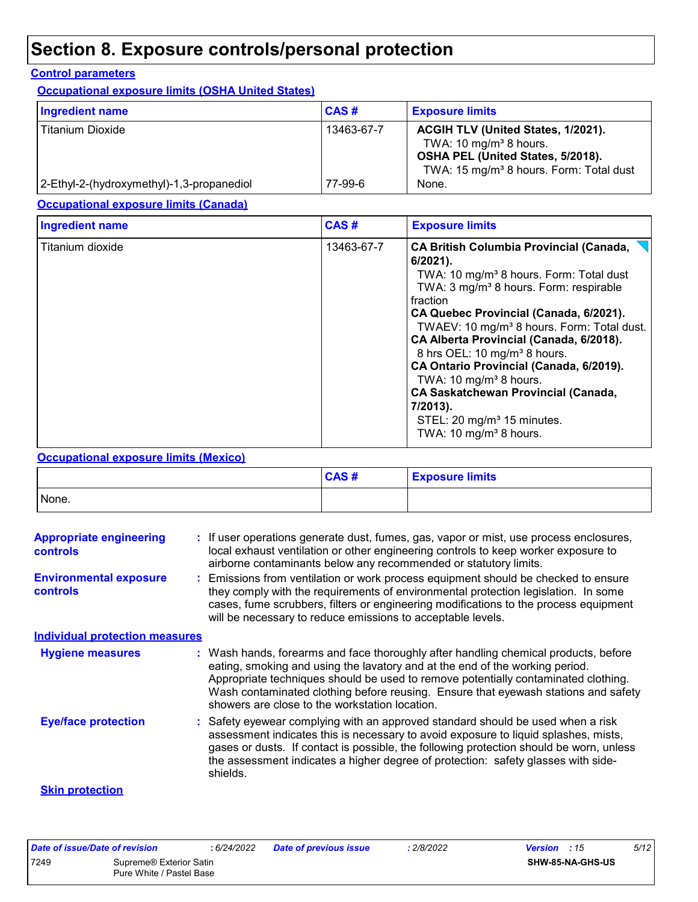# Section 8. Exposure controls/personal protection

**Control parameters**

**Occupational exposure limits (OSHA United States)**

| Ingredient name | CAS # | Exposure limits |
|---|---|---|
| Titanium Dioxide | 13463-67-7 | **ACGIH TLV (United States, 1/2021).** TWA: 10 mg/m³ 8 hours. **OSHA PEL (United States, 5/2018).** TWA: 15 mg/m³ 8 hours. Form: Total dust |
| 2-Ethyl-2-(hydroxymethyl)-1,3-propanediol | 77-99-6 | None. |

**Occupational exposure limits (Canada)**

| Ingredient name | CAS # | Exposure limits |
|---|---|---|
| Titanium dioxide | 13463-67-7 | **CA British Columbia Provincial (Canada, 6/2021).** TWA: 10 mg/m³ 8 hours. Form: Total dust TWA: 3 mg/m³ 8 hours. Form: respirable fraction **CA Quebec Provincial (Canada, 6/2021).** TWAEV: 10 mg/m³ 8 hours. Form: Total dust. **CA Alberta Provincial (Canada, 6/2018).** 8 hrs OEL: 10 mg/m³ 8 hours. **CA Ontario Provincial (Canada, 6/2019).** TWA: 10 mg/m³ 8 hours. **CA Saskatchewan Provincial (Canada, 7/2013).** STEL: 20 mg/m³ 15 minutes. TWA: 10 mg/m³ 8 hours. |

**Occupational exposure limits (Mexico)**

| | CAS # | Exposure limits |
|---|---|---|
| None. | | |

**Appropriate engineering controls** : If user operations generate dust, fumes, gas, vapor or mist, use process enclosures, local exhaust ventilation or other engineering controls to keep worker exposure to airborne contaminants below any recommended or statutory limits.

**Environmental exposure controls** : Emissions from ventilation or work process equipment should be checked to ensure they comply with the requirements of environmental protection legislation. In some cases, fume scrubbers, filters or engineering modifications to the process equipment will be necessary to reduce emissions to acceptable levels.

**Individual protection measures**

**Hygiene measures** : Wash hands, forearms and face thoroughly after handling chemical products, before eating, smoking and using the lavatory and at the end of the working period. Appropriate techniques should be used to remove potentially contaminated clothing. Wash contaminated clothing before reusing. Ensure that eyewash stations and safety showers are close to the workstation location.

**Eye/face protection** : Safety eyewear complying with an approved standard should be used when a risk assessment indicates this is necessary to avoid exposure to liquid splashes, mists, gases or dusts. If contact is possible, the following protection should be worn, unless the assessment indicates a higher degree of protection: safety glasses with side-shields.

**Skin protection**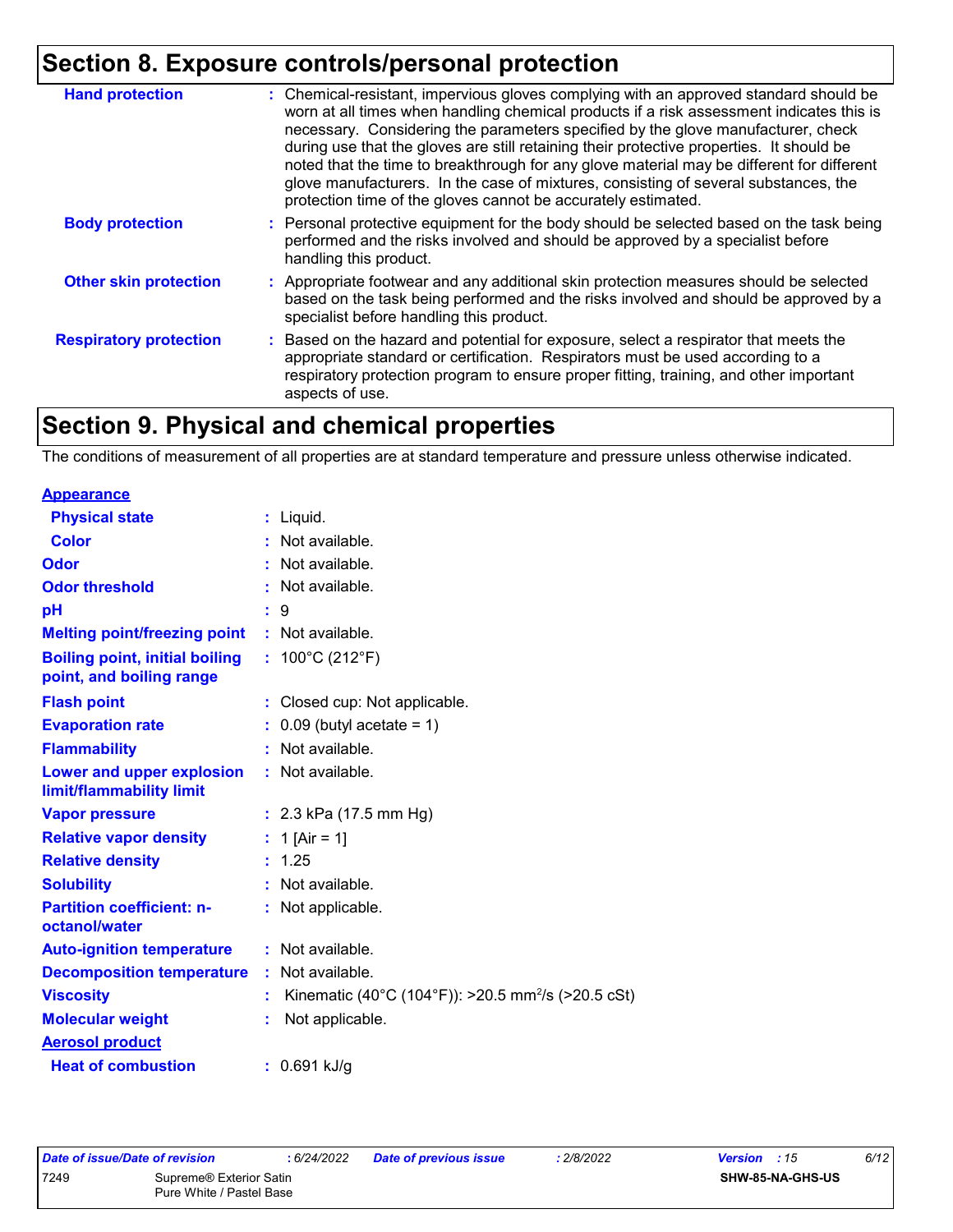## Section 8. Exposure controls/personal protection

| | |
|---|---|
| **Hand protection** | : Chemical-resistant, impervious gloves complying with an approved standard should be worn at all times when handling chemical products if a risk assessment indicates this is necessary. Considering the parameters specified by the glove manufacturer, check during use that the gloves are still retaining their protective properties. It should be noted that the time to breakthrough for any glove material may be different for different glove manufacturers. In the case of mixtures, consisting of several substances, the protection time of the gloves cannot be accurately estimated. |
| **Body protection** | : Personal protective equipment for the body should be selected based on the task being performed and the risks involved and should be approved by a specialist before handling this product. |
| **Other skin protection** | : Appropriate footwear and any additional skin protection measures should be selected based on the task being performed and the risks involved and should be approved by a specialist before handling this product. |
| **Respiratory protection** | : Based on the hazard and potential for exposure, select a respirator that meets the appropriate standard or certification. Respirators must be used according to a respiratory protection program to ensure proper fitting, training, and other important aspects of use. |

## Section 9. Physical and chemical properties

The conditions of measurement of all properties are at standard temperature and pressure unless otherwise indicated.

**Appearance**

| | |
|---|---|
| **Physical state** | : Liquid. |
| **Color** | : Not available. |
| **Odor** | : Not available. |
| **Odor threshold** | : Not available. |
| **pH** | : 9 |
| **Melting point/freezing point** | : Not available. |
| **Boiling point, initial boiling point, and boiling range** | : 100°C (212°F) |
| **Flash point** | : Closed cup: Not applicable. |
| **Evaporation rate** | : 0.09 (butyl acetate = 1) |
| **Flammability** | : Not available. |
| **Lower and upper explosion limit/flammability limit** | : Not available. |
| **Vapor pressure** | : 2.3 kPa (17.5 mm Hg) |
| **Relative vapor density** | : 1 [Air = 1] |
| **Relative density** | : 1.25 |
| **Solubility** | : Not available. |
| **Partition coefficient: n-octanol/water** | : Not applicable. |
| **Auto-ignition temperature** | : Not available. |
| **Decomposition temperature** | : Not available. |
| **Viscosity** | : Kinematic (40°C (104°F)): >20.5 $mm^2/s$ (>20.5 cSt) |
| **Molecular weight** | : Not applicable. |

**Aerosol product**

| | |
|---|---|
| **Heat of combustion** | : 0.691 kJ/g |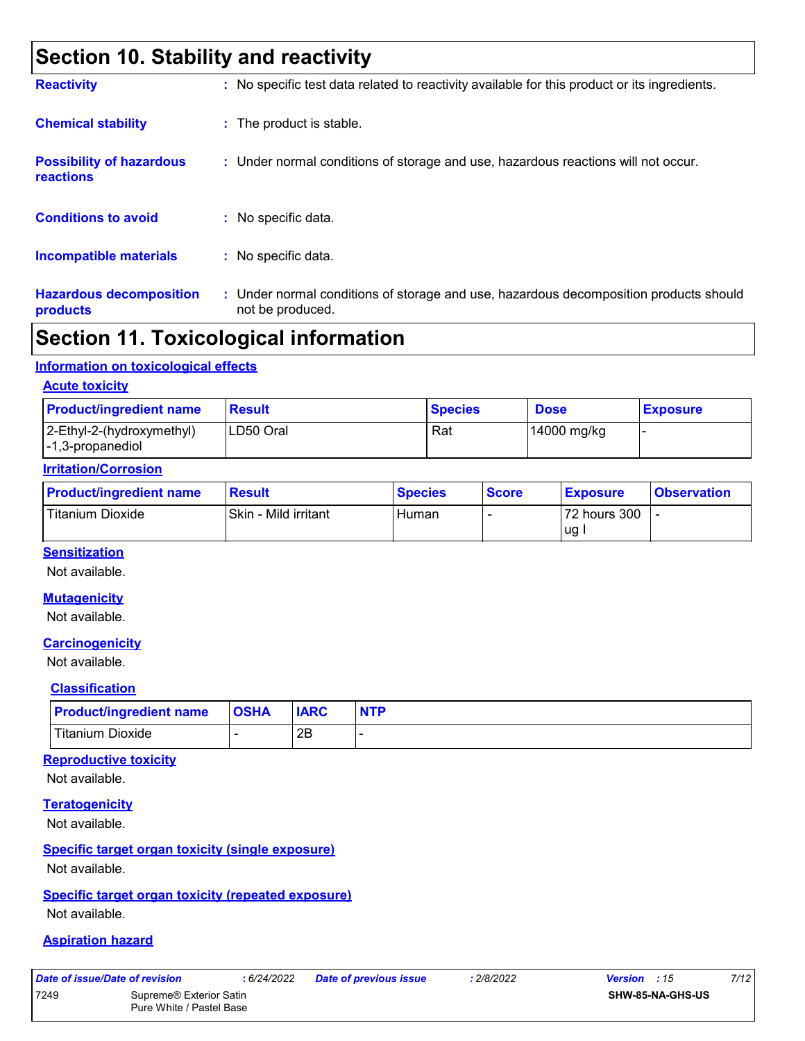# Section 10. Stability and reactivity

**Reactivity** : No specific test data related to reactivity available for this product or its ingredients.

**Chemical stability** : The product is stable.

**Possibility of hazardous reactions** : Under normal conditions of storage and use, hazardous reactions will not occur.

**Conditions to avoid** : No specific data.

**Incompatible materials** : No specific data.

**Hazardous decomposition products** : Under normal conditions of storage and use, hazardous decomposition products should not be produced.

# Section 11. Toxicological information

## Information on toxicological effects

### Acute toxicity

| Product/ingredient name | Result | Species | Dose | Exposure |
|---|---|---|---|---|
| 2-Ethyl-2-(hydroxymethyl)-1,3-propanediol | LD50 Oral | Rat | 14000 mg/kg | - |

### Irritation/Corrosion

| Product/ingredient name | Result | Species | Score | Exposure | Observation |
|---|---|---|---|---|---|
| Titanium Dioxide | Skin - Mild irritant | Human | - | 72 hours 300 ug I | - |

### Sensitization

Not available.

### Mutagenicity

Not available.

### Carcinogenicity

Not available.

#### Classification

| Product/ingredient name | OSHA | IARC | NTP |
|---|---|---|---|
| Titanium Dioxide | - | 2B | - |

### Reproductive toxicity

Not available.

### Teratogenicity

Not available.

### Specific target organ toxicity (single exposure)

Not available.

### Specific target organ toxicity (repeated exposure)

Not available.

### Aspiration hazard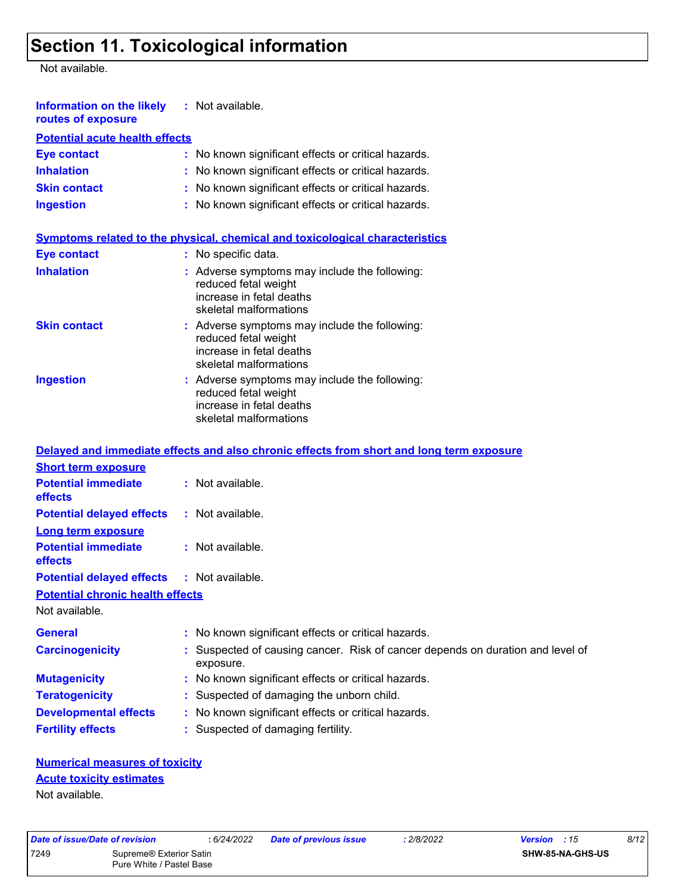# Section 11. Toxicological information

Not available.

**Information on the likely routes of exposure** : Not available.

**Potential acute health effects**

**Eye contact** : No known significant effects or critical hazards.

**Inhalation** : No known significant effects or critical hazards.

**Skin contact** : No known significant effects or critical hazards.

**Ingestion** : No known significant effects or critical hazards.

**Symptoms related to the physical, chemical and toxicological characteristics**

**Eye contact** : No specific data.

**Inhalation** : Adverse symptoms may include the following:
reduced fetal weight
increase in fetal deaths
skeletal malformations

**Skin contact** : Adverse symptoms may include the following:
reduced fetal weight
increase in fetal deaths
skeletal malformations

**Ingestion** : Adverse symptoms may include the following:
reduced fetal weight
increase in fetal deaths
skeletal malformations

**Delayed and immediate effects and also chronic effects from short and long term exposure**

**Short term exposure**

**Potential immediate effects** : Not available.

**Potential delayed effects** : Not available.

**Long term exposure**

**Potential immediate effects** : Not available.

**Potential delayed effects** : Not available.

**Potential chronic health effects**

Not available.

**General** : No known significant effects or critical hazards.

**Carcinogenicity** : Suspected of causing cancer. Risk of cancer depends on duration and level of exposure.

**Mutagenicity** : No known significant effects or critical hazards.

**Teratogenicity** : Suspected of damaging the unborn child.

**Developmental effects** : No known significant effects or critical hazards.

**Fertility effects** : Suspected of damaging fertility.

**Numerical measures of toxicity**

**Acute toxicity estimates**

Not available.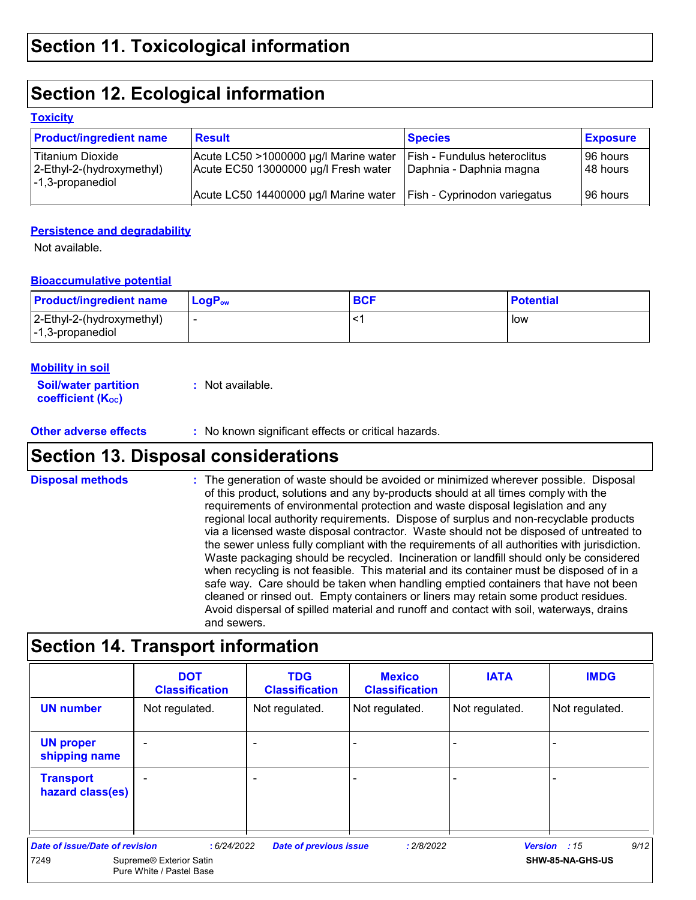## Section 11. Toxicological information

## Section 12. Ecological information

### Toxicity

| Product/ingredient name | Result | Species | Exposure |
|---|---|---|---|
| Titanium Dioxide | Acute LC50 >1000000 µg/l Marine water | Fish - Fundulus heteroclitus | 96 hours |
| 2-Ethyl-2-(hydroxymethyl) -1,3-propanediol | Acute EC50 13000000 µg/l Fresh water | Daphnia - Daphnia magna | 48 hours |
| | Acute LC50 14400000 µg/l Marine water | Fish - Cyprinodon variegatus | 96 hours |

### Persistence and degradability

Not available.

### Bioaccumulative potential

| Product/ingredient name | $LogP_{ow}$ | BCF | Potential |
|---|---|---|---|
| 2-Ethyl-2-(hydroxymethyl) -1,3-propanediol | - | <1 | low |

### Mobility in soil

**Soil/water partition coefficient ($K_{OC}$)** : Not available.

**Other adverse effects** : No known significant effects or critical hazards.

## Section 13. Disposal considerations

**Disposal methods** : The generation of waste should be avoided or minimized wherever possible. Disposal of this product, solutions and any by-products should at all times comply with the requirements of environmental protection and waste disposal legislation and any regional local authority requirements. Dispose of surplus and non-recyclable products via a licensed waste disposal contractor. Waste should not be disposed of untreated to the sewer unless fully compliant with the requirements of all authorities with jurisdiction. Waste packaging should be recycled. Incineration or landfill should only be considered when recycling is not feasible. This material and its container must be disposed of in a safe way. Care should be taken when handling emptied containers that have not been cleaned or rinsed out. Empty containers or liners may retain some product residues. Avoid dispersal of spilled material and runoff and contact with soil, waterways, drains and sewers.

## Section 14. Transport information

| | DOT Classification | TDG Classification | Mexico Classification | IATA | IMDG |
|---|---|---|---|---|---|
| **UN number** | Not regulated. | Not regulated. | Not regulated. | Not regulated. | Not regulated. |
| **UN proper shipping name** | - | - | - | - | - |
| **Transport hazard class(es)** | - | - | - | - | - |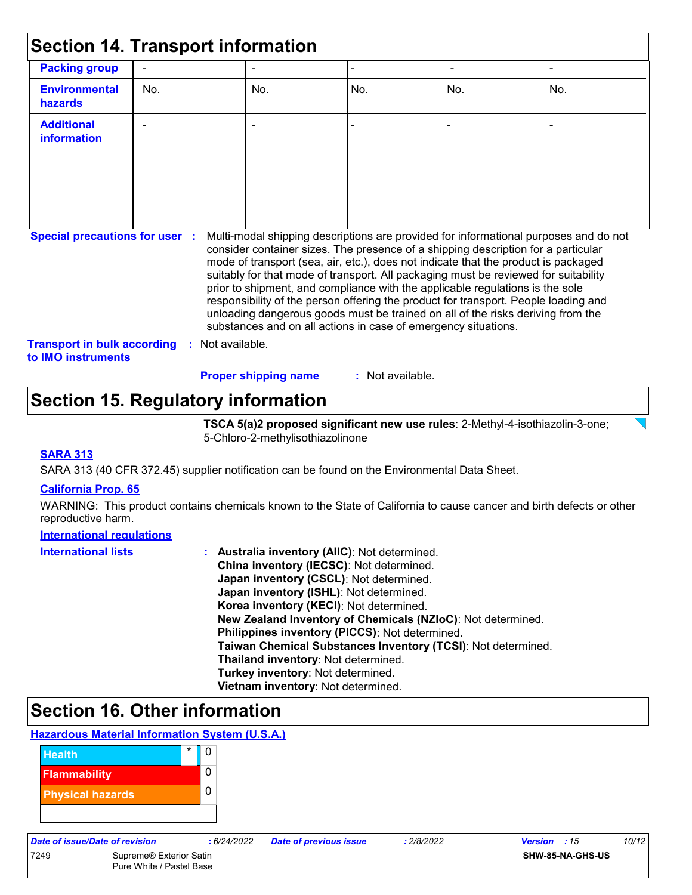## Section 14. Transport information

| | | | | | |
|---|---|---|---|---|---|
| **Packing group** | - | - | - | - | - |
| **Environmental hazards** | No. | No. | No. | No. | No. |
| **Additional information** | - | - | - | - | - |

**Special precautions for user** : Multi-modal shipping descriptions are provided for informational purposes and do not consider container sizes. The presence of a shipping description for a particular mode of transport (sea, air, etc.), does not indicate that the product is packaged suitably for that mode of transport. All packaging must be reviewed for suitability prior to shipment, and compliance with the applicable regulations is the sole responsibility of the person offering the product for transport. People loading and unloading dangerous goods must be trained on all of the risks deriving from the substances and on all actions in case of emergency situations.

**Transport in bulk according to IMO instruments** : Not available.

**Proper shipping name** : Not available.

## Section 15. Regulatory information

**TSCA 5(a)2 proposed significant new use rules**: 2-Methyl-4-isothiazolin-3-one; 5-Chloro-2-methylisothiazolinone

**SARA 313**

SARA 313 (40 CFR 372.45) supplier notification can be found on the Environmental Data Sheet.

**California Prop. 65**

WARNING: This product contains chemicals known to the State of California to cause cancer and birth defects or other reproductive harm.

**International regulations**

**International lists** :
**Australia inventory (AIIC)**: Not determined.
**China inventory (IECSC)**: Not determined.
**Japan inventory (CSCL)**: Not determined.
**Japan inventory (ISHL)**: Not determined.
**Korea inventory (KECI)**: Not determined.
**New Zealand Inventory of Chemicals (NZIoC)**: Not determined.
**Philippines inventory (PICCS)**: Not determined.
**Taiwan Chemical Substances Inventory (TCSI)**: Not determined.
**Thailand inventory**: Not determined.
**Turkey inventory**: Not determined.
**Vietnam inventory**: Not determined.

## Section 16. Other information

**Hazardous Material Information System (U.S.A.)**

| | | |
|---|---|---|
| Health | * | 0 |
| Flammability | | 0 |
| Physical hazards | | 0 |
| | | |

| Date of issue/Date of revision | : 6/24/2022 | Date of previous issue | : 2/8/2022 | Version : 15 |
|---|---|---|---|---|
| 7249 | Supreme® Exterior Satin Pure White / Pastel Base | | | SHW-85-NA-GHS-US |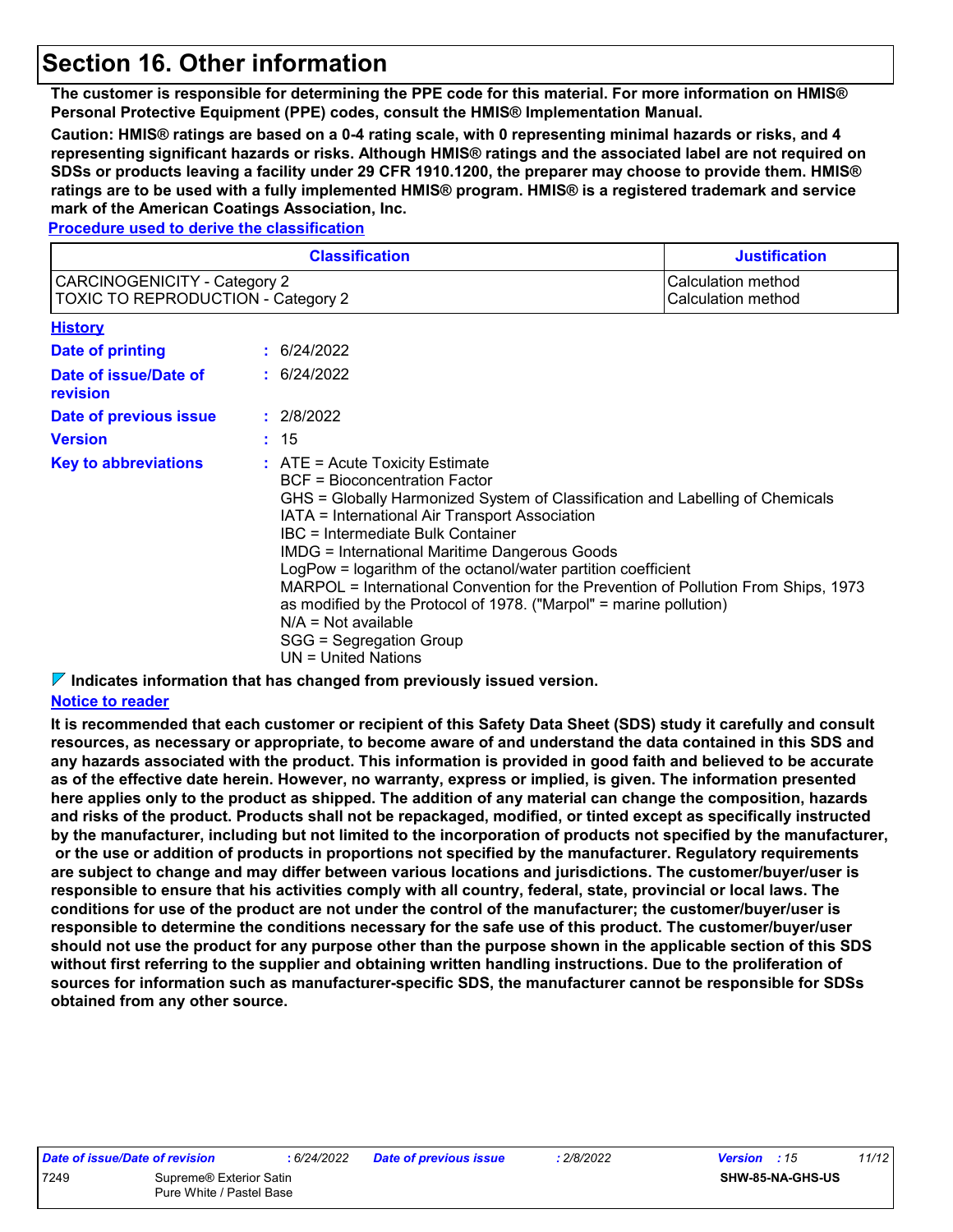# Section 16. Other information

**The customer is responsible for determining the PPE code for this material. For more information on HMIS® Personal Protective Equipment (PPE) codes, consult the HMIS® Implementation Manual.**

**Caution: HMIS® ratings are based on a 0-4 rating scale, with 0 representing minimal hazards or risks, and 4 representing significant hazards or risks. Although HMIS® ratings and the associated label are not required on SDSs or products leaving a facility under 29 CFR 1910.1200, the preparer may choose to provide them. HMIS® ratings are to be used with a fully implemented HMIS® program. HMIS® is a registered trademark and service mark of the American Coatings Association, Inc.**

**Procedure used to derive the classification**

| Classification | Justification |
|---|---|
| CARCINOGENICITY - Category 2<br>TOXIC TO REPRODUCTION - Category 2 | Calculation method<br>Calculation method |

**History**

**Date of printing** : 6/24/2022

**Date of issue/Date of revision** : 6/24/2022

**Date of previous issue** : 2/8/2022

**Version** : 15

**Key to abbreviations** : ATE = Acute Toxicity Estimate
BCF = Bioconcentration Factor
GHS = Globally Harmonized System of Classification and Labelling of Chemicals
IATA = International Air Transport Association
IBC = Intermediate Bulk Container
IMDG = International Maritime Dangerous Goods
LogPow = logarithm of the octanol/water partition coefficient
MARPOL = International Convention for the Prevention of Pollution From Ships, 1973 as modified by the Protocol of 1978. ("Marpol" = marine pollution)
N/A = Not available
SGG = Segregation Group
UN = United Nations

**Indicates information that has changed from previously issued version.**

**Notice to reader**

**It is recommended that each customer or recipient of this Safety Data Sheet (SDS) study it carefully and consult resources, as necessary or appropriate, to become aware of and understand the data contained in this SDS and any hazards associated with the product. This information is provided in good faith and believed to be accurate as of the effective date herein. However, no warranty, express or implied, is given. The information presented here applies only to the product as shipped. The addition of any material can change the composition, hazards and risks of the product. Products shall not be repackaged, modified, or tinted except as specifically instructed by the manufacturer, including but not limited to the incorporation of products not specified by the manufacturer, or the use or addition of products in proportions not specified by the manufacturer. Regulatory requirements are subject to change and may differ between various locations and jurisdictions. The customer/buyer/user is responsible to ensure that his activities comply with all country, federal, state, provincial or local laws. The conditions for use of the product are not under the control of the manufacturer; the customer/buyer/user is responsible to determine the conditions necessary for the safe use of this product. The customer/buyer/user should not use the product for any purpose other than the purpose shown in the applicable section of this SDS without first referring to the supplier and obtaining written handling instructions. Due to the proliferation of sources for information such as manufacturer-specific SDS, the manufacturer cannot be responsible for SDSs obtained from any other source.**